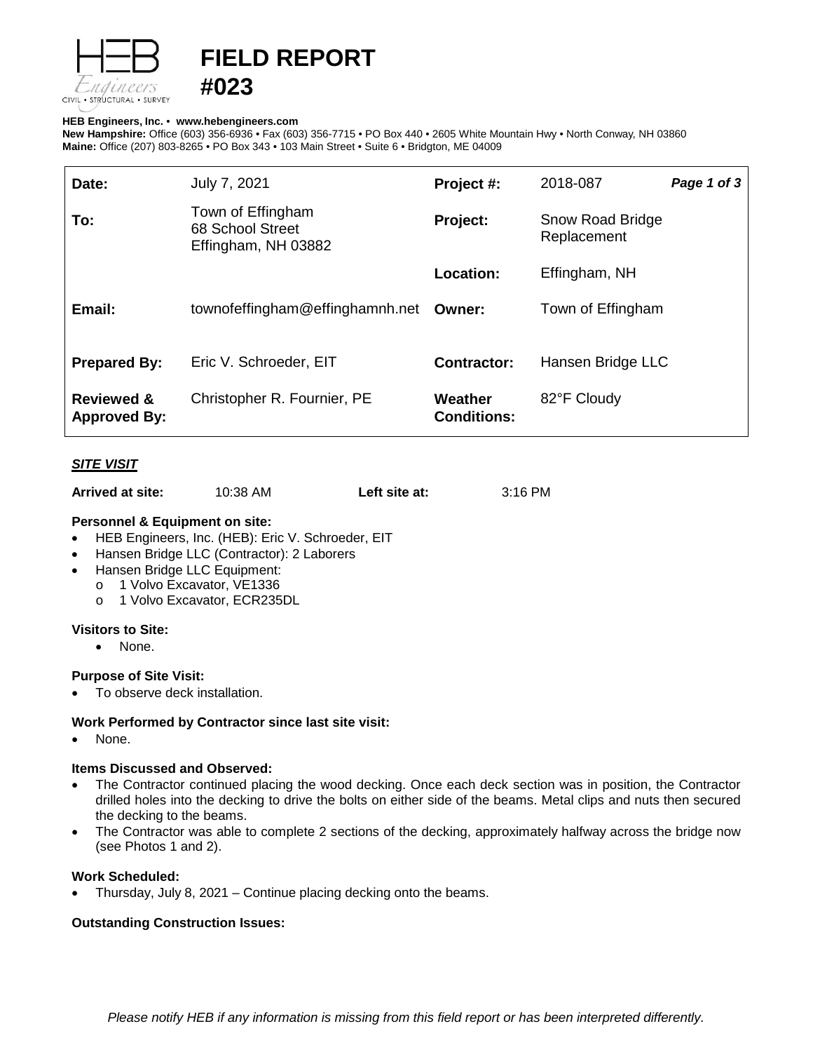# FIELD REPORT
# #023

**HEB Engineers, Inc.** • **www.hebengineers.com**
**New Hampshire:** Office (603) 356-6936 • Fax (603) 356-7715 • PO Box 440 • 2605 White Mountain Hwy • North Conway, NH 03860
**Maine:** Office (207) 803-8265 • PO Box 343 • 103 Main Street • Suite 6 • Bridgton, ME 04009

| | | | | |
|---|---|---|---|---|
| **Date:** | July 7, 2021 | **Project #:** | 2018-087 | ***Page 1 of 3*** |
| **To:** | Town of Effingham<br>68 School Street<br>Effingham, NH 03882 | **Project:** | Snow Road Bridge Replacement | |
| | | **Location:** | Effingham, NH | |
| **Email:** | townofeffingham@effinghamnh.net | **Owner:** | Town of Effingham | |
| **Prepared By:** | Eric V. Schroeder, EIT | **Contractor:** | Hansen Bridge LLC | |
| **Reviewed & Approved By:** | Christopher R. Fournier, PE | **Weather Conditions:** | 82°F Cloudy | |

## ***SITE VISIT***

**Arrived at site:** 10:38 AM **Left site at:** 3:16 PM

**Personnel & Equipment on site:**
- HEB Engineers, Inc. (HEB): Eric V. Schroeder, EIT
- Hansen Bridge LLC (Contractor): 2 Laborers
- Hansen Bridge LLC Equipment:
  - 1 Volvo Excavator, VE1336
  - 1 Volvo Excavator, ECR235DL

**Visitors to Site:**
- None.

**Purpose of Site Visit:**
- To observe deck installation.

**Work Performed by Contractor since last site visit:**
- None.

**Items Discussed and Observed:**
- The Contractor continued placing the wood decking. Once each deck section was in position, the Contractor drilled holes into the decking to drive the bolts on either side of the beams. Metal clips and nuts then secured the decking to the beams.
- The Contractor was able to complete 2 sections of the decking, approximately halfway across the bridge now (see Photos 1 and 2).

**Work Scheduled:**
- Thursday, July 8, 2021 – Continue placing decking onto the beams.

**Outstanding Construction Issues:**

*Please notify HEB if any information is missing from this field report or has been interpreted differently.*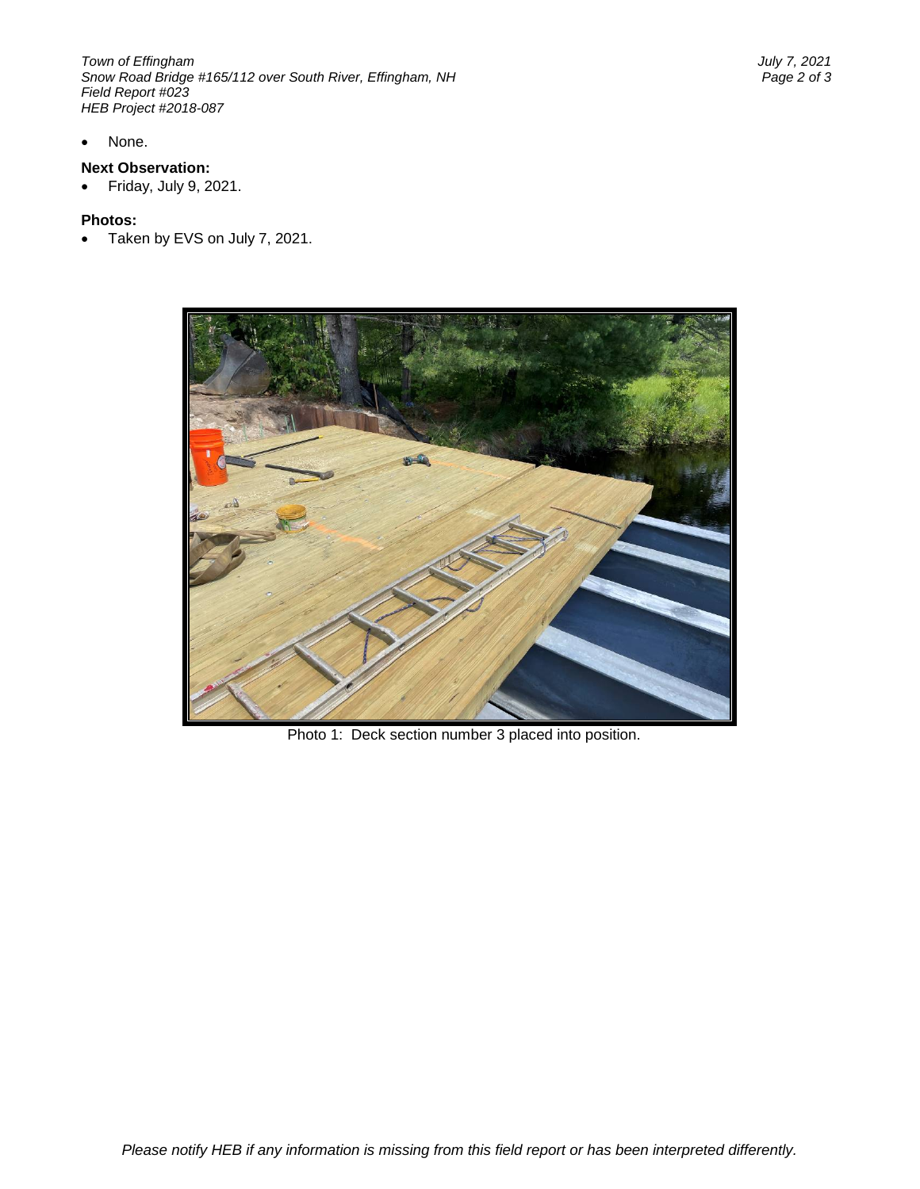- None.

**Next Observation:**

- Friday, July 9, 2021.

**Photos:**

- Taken by EVS on July 7, 2021.

Photo 1: Deck section number 3 placed into position.

*Please notify HEB if any information is missing from this field report or has been interpreted differently.*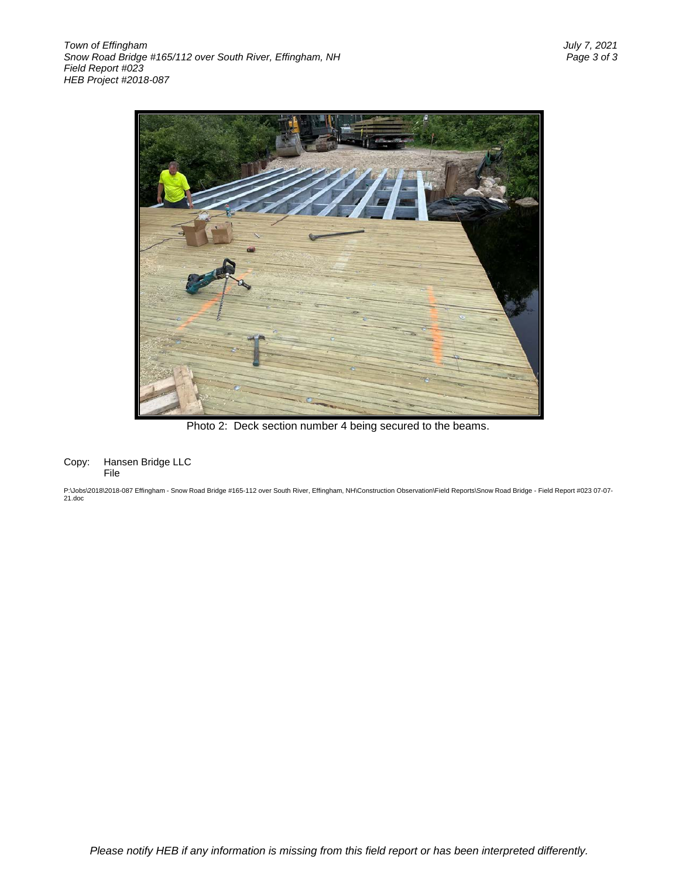Photo 2: Deck section number 4 being secured to the beams.

Copy: Hansen Bridge LLC
File

P:\Jobs\2018\2018-087 Effingham - Snow Road Bridge #165-112 over South River, Effingham, NH\Construction Observation\Field Reports\Snow Road Bridge - Field Report #023 07-07-21.doc

*Please notify HEB if any information is missing from this field report or has been interpreted differently.*